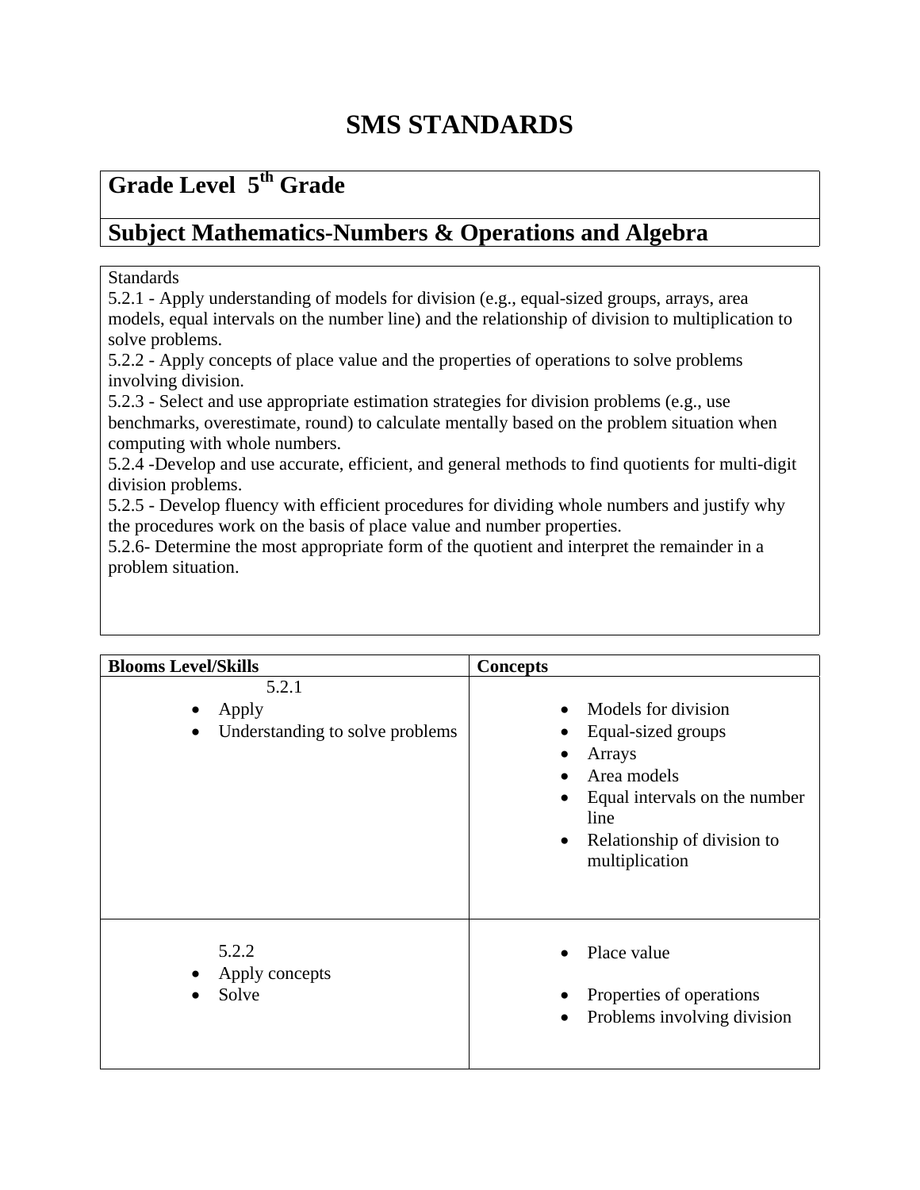# SMS STANDARDS

## Grade Level 5th Grade

## Subject Mathematics-Numbers & Operations and Algebra

Standards

5.2.1 - Apply understanding of models for division (e.g., equal-sized groups, arrays, area models, equal intervals on the number line) and the relationship of division to multiplication to solve problems.

5.2.2 - Apply concepts of place value and the properties of operations to solve problems involving division.

5.2.3 - Select and use appropriate estimation strategies for division problems (e.g., use benchmarks, overestimate, round) to calculate mentally based on the problem situation when computing with whole numbers.

5.2.4 -Develop and use accurate, efficient, and general methods to find quotients for multi-digit division problems.

5.2.5 - Develop fluency with efficient procedures for dividing whole numbers and justify why the procedures work on the basis of place value and number properties.

5.2.6- Determine the most appropriate form of the quotient and interpret the remainder in a problem situation.

| Blooms Level/Skills | Concepts |
| --- | --- |
| 5.2.1<br>• Apply<br>• Understanding to solve problems | • Models for division<br>• Equal-sized groups<br>• Arrays<br>• Area models<br>• Equal intervals on the number line<br>• Relationship of division to multiplication |
| 5.2.2<br>• Apply concepts<br>• Solve | • Place value<br>• Properties of operations<br>• Problems involving division |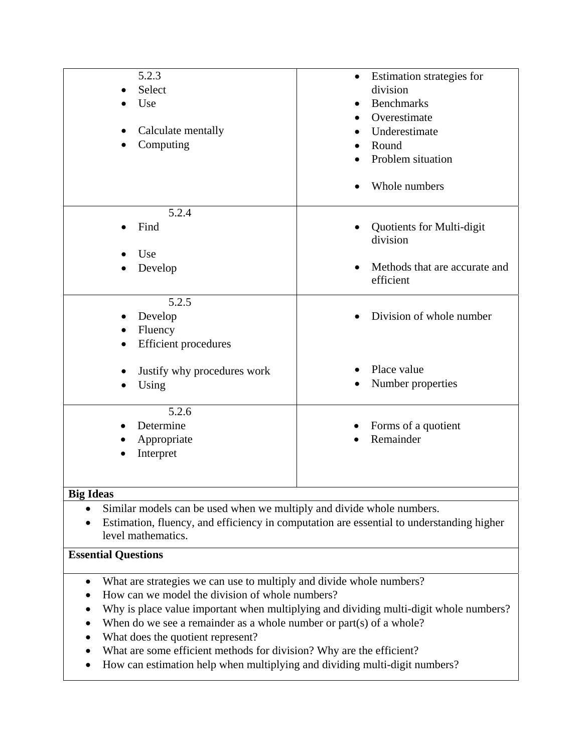| | |
|---|---|
| 5.2.3<br>• Select<br>• Use<br><br>• Calculate mentally<br>• Computing | • Estimation strategies for division<br>• Benchmarks<br>• Overestimate<br>• Underestimate<br>• Round<br>• Problem situation<br><br>• Whole numbers |
| 5.2.4<br>• Find<br><br>• Use<br>• Develop | • Quotients for Multi-digit division<br><br>• Methods that are accurate and efficient |
| 5.2.5<br>• Develop<br>• Fluency<br>• Efficient procedures<br><br>• Justify why procedures work<br>• Using | • Division of whole number<br><br><br>• Place value<br>• Number properties |
| 5.2.6<br>• Determine<br>• Appropriate<br>• Interpret | • Forms of a quotient<br>• Remainder |

**Big Ideas**

- Similar models can be used when we multiply and divide whole numbers.
- Estimation, fluency, and efficiency in computation are essential to understanding higher level mathematics.

**Essential Questions**

- What are strategies we can use to multiply and divide whole numbers?
- How can we model the division of whole numbers?
- Why is place value important when multiplying and dividing multi-digit whole numbers?
- When do we see a remainder as a whole number or part(s) of a whole?
- What does the quotient represent?
- What are some efficient methods for division? Why are the efficient?
- How can estimation help when multiplying and dividing multi-digit numbers?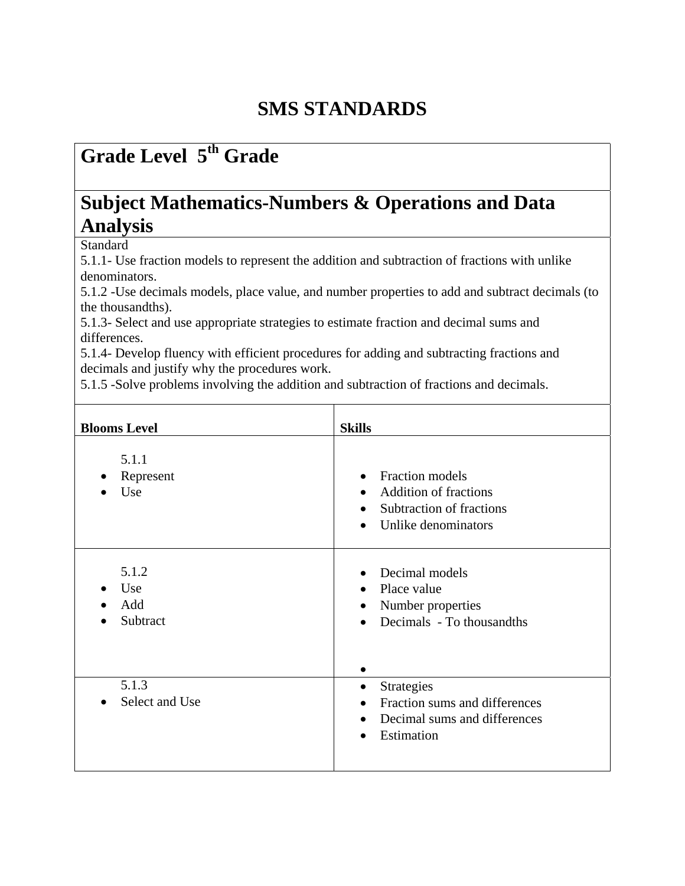# SMS STANDARDS

## Grade Level 5th Grade

## Subject Mathematics-Numbers & Operations and Data Analysis

Standard

5.1.1- Use fraction models to represent the addition and subtraction of fractions with unlike denominators.

5.1.2 -Use decimals models, place value, and number properties to add and subtract decimals (to the thousandths).

5.1.3- Select and use appropriate strategies to estimate fraction and decimal sums and differences.

5.1.4- Develop fluency with efficient procedures for adding and subtracting fractions and decimals and justify why the procedures work.

5.1.5 -Solve problems involving the addition and subtraction of fractions and decimals.

| **Blooms Level** | **Skills** |
|---|---|
| 5.1.1<br>• Represent<br>• Use | • Fraction models<br>• Addition of fractions<br>• Subtraction of fractions<br>• Unlike denominators |
| 5.1.2<br>• Use<br>• Add<br>• Subtract | • Decimal models<br>• Place value<br>• Number properties<br>• Decimals - To thousandths<br>• |
| 5.1.3<br>• Select and Use | • Strategies<br>• Fraction sums and differences<br>• Decimal sums and differences<br>• Estimation |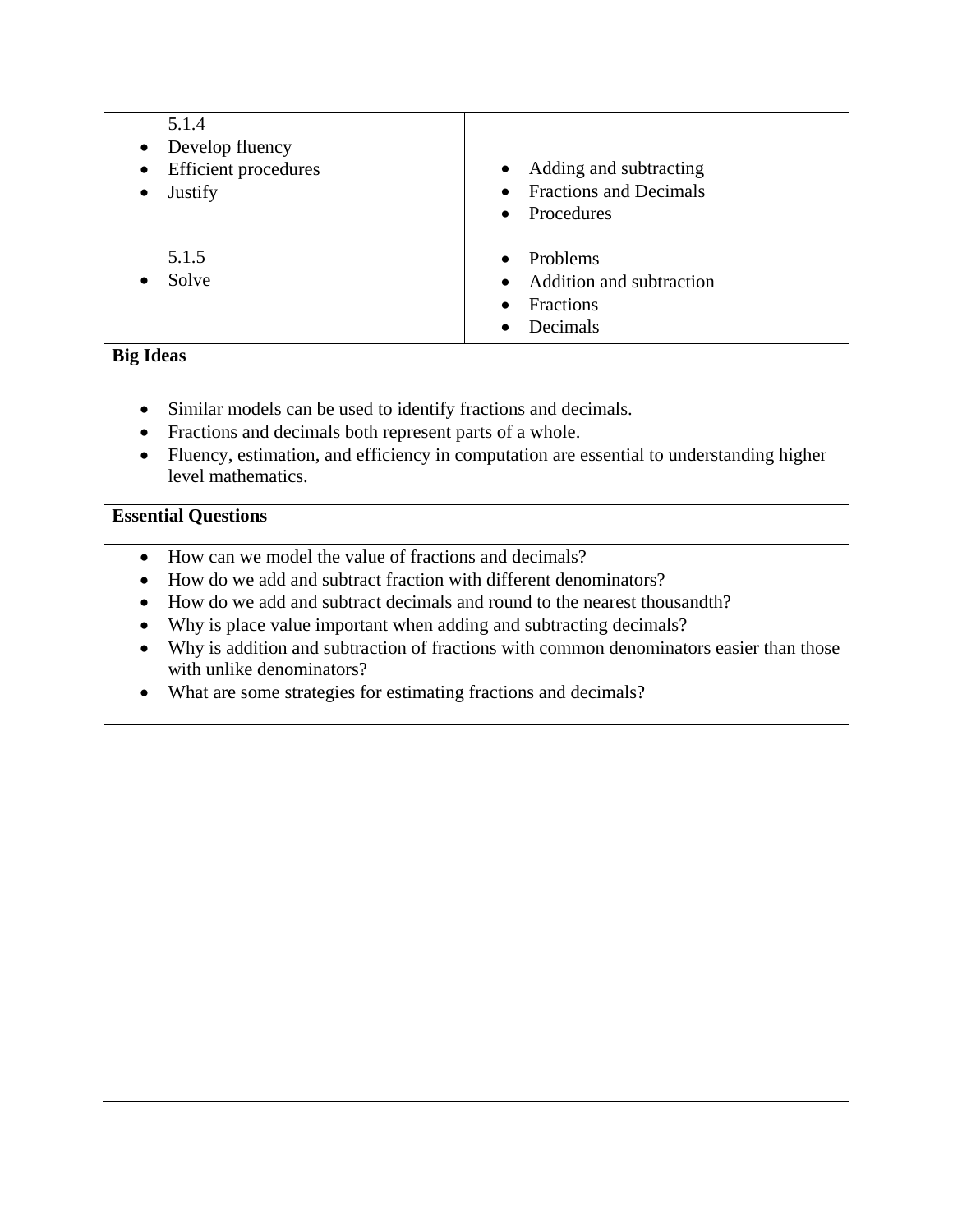| | |
|---|---|
| 5.1.4<br>• Develop fluency<br>• Efficient procedures<br>• Justify | • Adding and subtracting<br>• Fractions and Decimals<br>• Procedures |
| 5.1.5<br>• Solve | • Problems<br>• Addition and subtraction<br>• Fractions<br>• Decimals |

**Big Ideas**

- Similar models can be used to identify fractions and decimals.
- Fractions and decimals both represent parts of a whole.
- Fluency, estimation, and efficiency in computation are essential to understanding higher level mathematics.

**Essential Questions**

- How can we model the value of fractions and decimals?
- How do we add and subtract fraction with different denominators?
- How do we add and subtract decimals and round to the nearest thousandth?
- Why is place value important when adding and subtracting decimals?
- Why is addition and subtraction of fractions with common denominators easier than those with unlike denominators?
- What are some strategies for estimating fractions and decimals?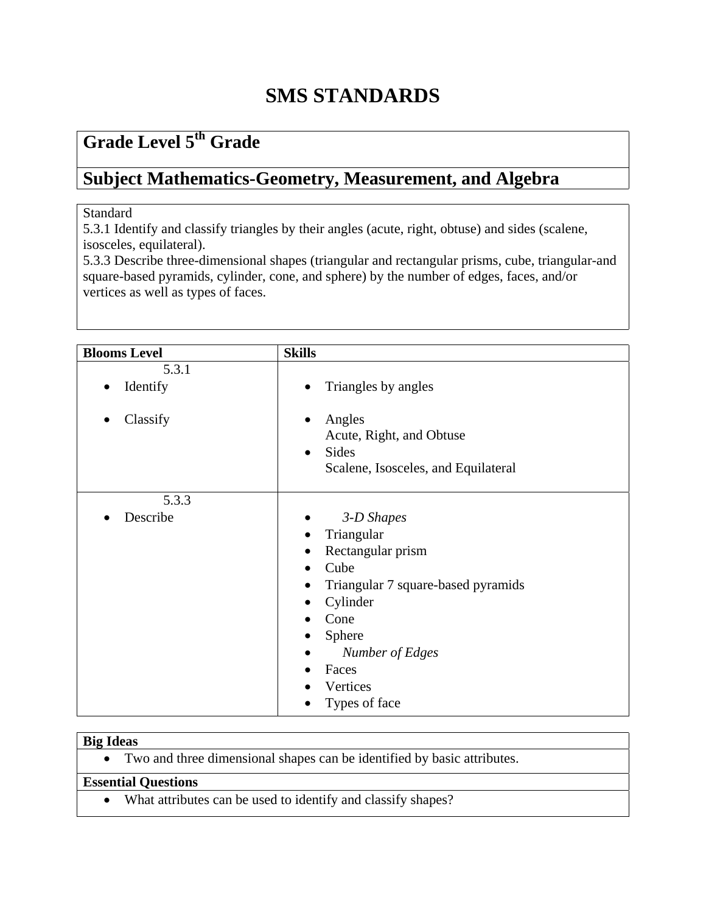# SMS STANDARDS

## Grade Level 5th Grade

## Subject Mathematics-Geometry, Measurement, and Algebra

Standard
5.3.1 Identify and classify triangles by their angles (acute, right, obtuse) and sides (scalene, isosceles, equilateral).
5.3.3 Describe three-dimensional shapes (triangular and rectangular prisms, cube, triangular-and square-based pyramids, cylinder, cone, and sphere) by the number of edges, faces, and/or vertices as well as types of faces.

| Blooms Level | Skills |
| --- | --- |
| 5.3.1<br>• Identify<br><br>• Classify | • Triangles by angles<br><br>• Angles<br>Acute, Right, and Obtuse<br>• Sides<br>Scalene, Isosceles, and Equilateral |
| 5.3.3<br>• Describe | • *3-D Shapes*<br>• Triangular<br>• Rectangular prism<br>• Cube<br>• Triangular 7 square-based pyramids<br>• Cylinder<br>• Cone<br>• Sphere<br>• *Number of Edges*<br>• Faces<br>• Vertices<br>• Types of face |

| Big Ideas |
| --- |
| • Two and three dimensional shapes can be identified by basic attributes. |

| Essential Questions |
| --- |
| • What attributes can be used to identify and classify shapes? |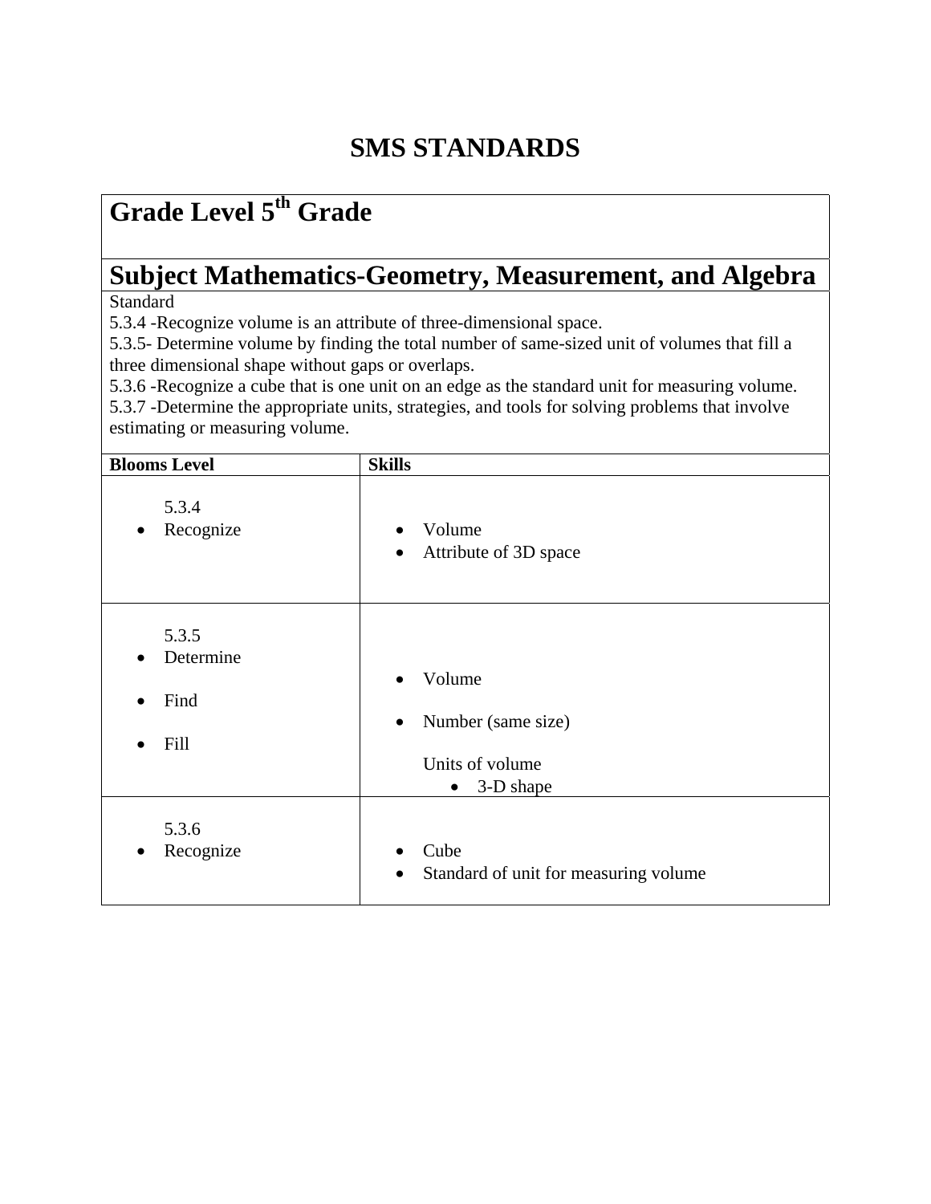# SMS STANDARDS

## Grade Level 5th Grade

## Subject Mathematics-Geometry, Measurement, and Algebra

Standard

5.3.4 -Recognize volume is an attribute of three-dimensional space.

5.3.5- Determine volume by finding the total number of same-sized unit of volumes that fill a three dimensional shape without gaps or overlaps.

5.3.6 -Recognize a cube that is one unit on an edge as the standard unit for measuring volume.

5.3.7 -Determine the appropriate units, strategies, and tools for solving problems that involve estimating or measuring volume.

| Blooms Level | Skills |
|---|---|
| 5.3.4<br>• Recognize | • Volume<br>• Attribute of 3D space |
| 5.3.5<br>• Determine<br>• Find<br>• Fill | • Volume<br>• Number (same size)<br>Units of volume<br>• 3-D shape |
| 5.3.6<br>• Recognize | • Cube<br>• Standard of unit for measuring volume |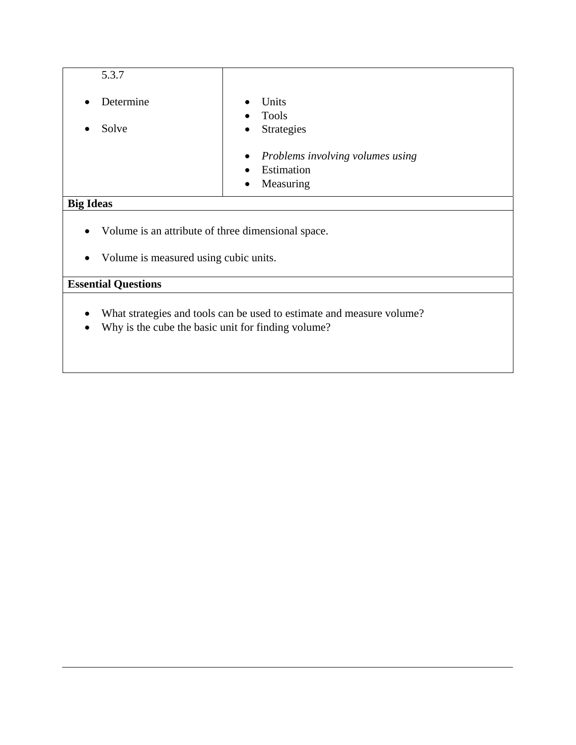| 5.3.7<br><br>• Determine<br><br>• Solve | • Units<br>• Tools<br>• Strategies<br><br>• *Problems involving volumes using*<br>• Estimation<br>• Measuring |
|---|---|

**Big Ideas**

- Volume is an attribute of three dimensional space.
- Volume is measured using cubic units.

**Essential Questions**

- What strategies and tools can be used to estimate and measure volume?
- Why is the cube the basic unit for finding volume?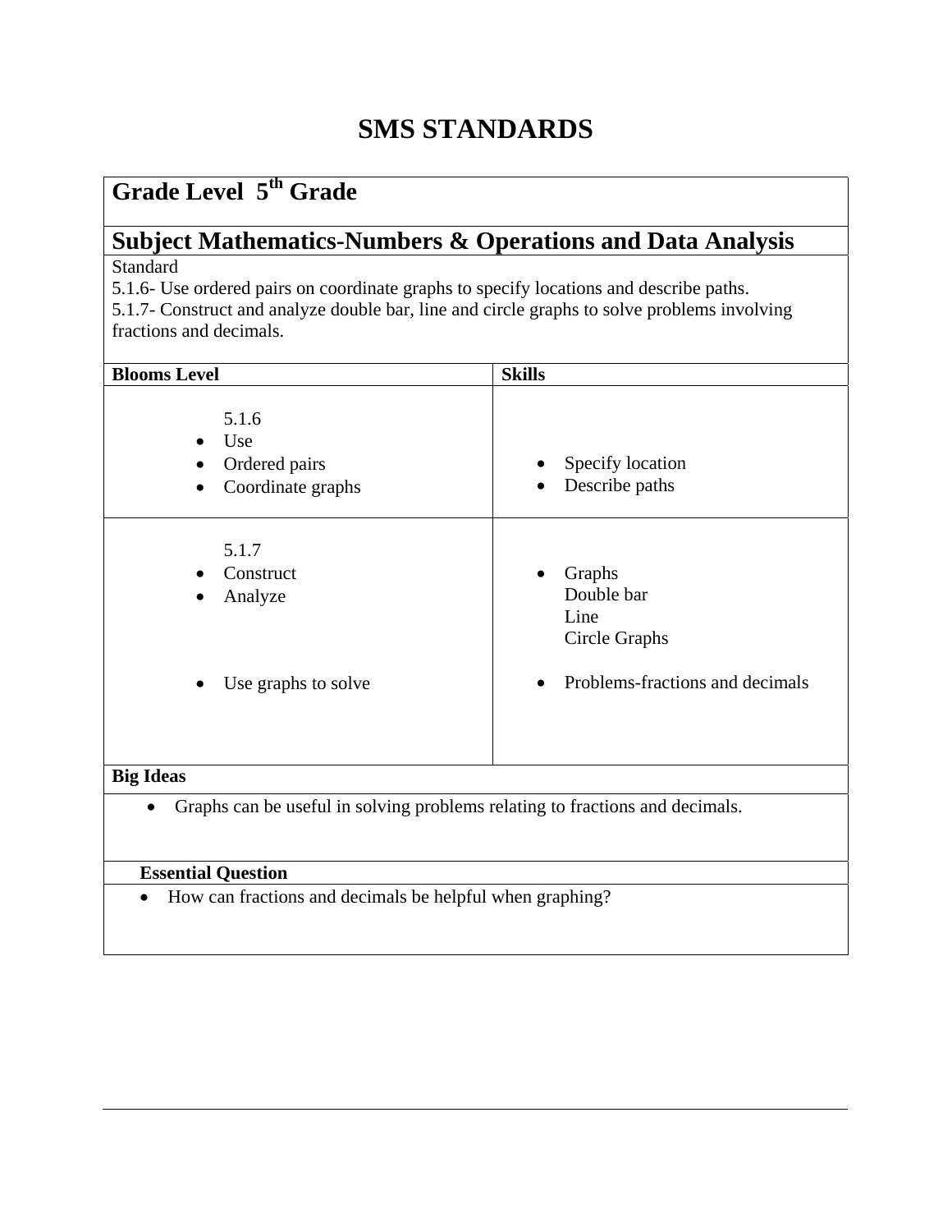# SMS STANDARDS

## Grade Level 5th Grade

## Subject Mathematics-Numbers & Operations and Data Analysis

Standard
5.1.6- Use ordered pairs on coordinate graphs to specify locations and describe paths.
5.1.7- Construct and analyze double bar, line and circle graphs to solve problems involving fractions and decimals.

| **Blooms Level** | **Skills** |
|---|---|
| 5.1.6<br>• Use<br>• Ordered pairs<br>• Coordinate graphs | • Specify location<br>• Describe paths |
| 5.1.7<br>• Construct<br>• Analyze<br><br>• Use graphs to solve | • Graphs<br>Double bar<br>Line<br>Circle Graphs<br><br>• Problems-fractions and decimals |

**Big Ideas**

- Graphs can be useful in solving problems relating to fractions and decimals.

**Essential Question**

- How can fractions and decimals be helpful when graphing?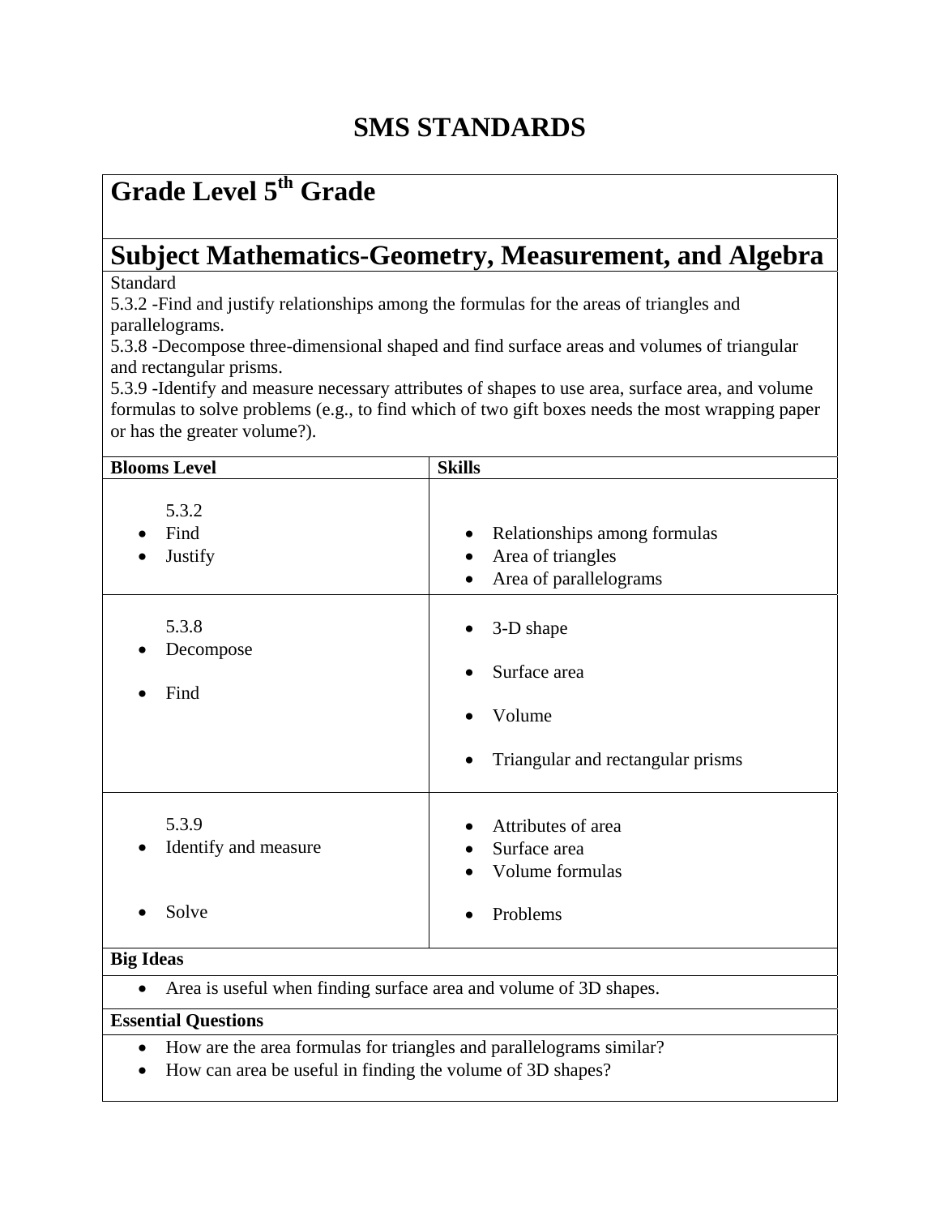# SMS STANDARDS

## Grade Level 5th Grade

## Subject Mathematics-Geometry, Measurement, and Algebra

Standard

5.3.2 -Find and justify relationships among the formulas for the areas of triangles and parallelograms.

5.3.8 -Decompose three-dimensional shaped and find surface areas and volumes of triangular and rectangular prisms.

5.3.9 -Identify and measure necessary attributes of shapes to use area, surface area, and volume formulas to solve problems (e.g., to find which of two gift boxes needs the most wrapping paper or has the greater volume?).

| Blooms Level | Skills |
|---|---|
| 5.3.2<br>• Find<br>• Justify | • Relationships among formulas<br>• Area of triangles<br>• Area of parallelograms |
| 5.3.8<br>• Decompose<br>• Find | • 3-D shape<br>• Surface area<br>• Volume<br>• Triangular and rectangular prisms |
| 5.3.9<br>• Identify and measure<br>• Solve | • Attributes of area<br>• Surface area<br>• Volume formulas<br>• Problems |

**Big Ideas**

- Area is useful when finding surface area and volume of 3D shapes.

**Essential Questions**

- How are the area formulas for triangles and parallelograms similar?
- How can area be useful in finding the volume of 3D shapes?